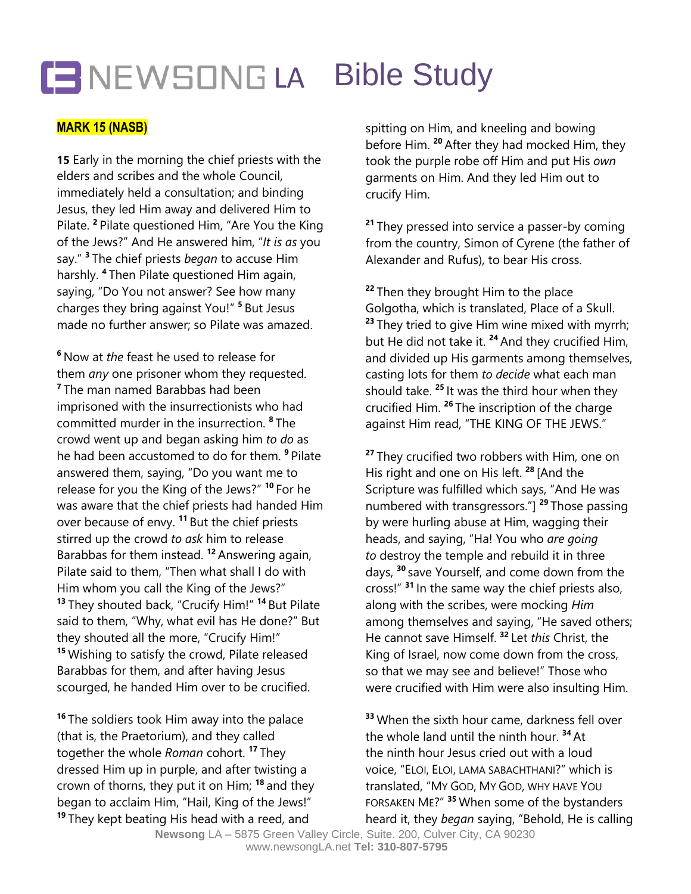# NEWSONG LA Bible Study

**MARK 15 (NASB)**

**15** Early in the morning the chief priests with the elders and scribes and the whole Council, immediately held a consultation; and binding Jesus, they led Him away and delivered Him to Pilate. **2** Pilate questioned Him, "Are You the King of the Jews?" And He answered him, "*It is as* you say." **3** The chief priests *began* to accuse Him harshly. **4** Then Pilate questioned Him again, saying, "Do You not answer? See how many charges they bring against You!" **5** But Jesus made no further answer; so Pilate was amazed.

**6** Now at *the* feast he used to release for them *any* one prisoner whom they requested. **7** The man named Barabbas had been imprisoned with the insurrectionists who had committed murder in the insurrection. **8** The crowd went up and began asking him *to do* as he had been accustomed to do for them. **9** Pilate answered them, saying, "Do you want me to release for you the King of the Jews?" **10** For he was aware that the chief priests had handed Him over because of envy. **11** But the chief priests stirred up the crowd *to ask* him to release Barabbas for them instead. **12** Answering again, Pilate said to them, "Then what shall I do with Him whom you call the King of the Jews?" **13** They shouted back, "Crucify Him!" **14** But Pilate said to them, "Why, what evil has He done?" But they shouted all the more, "Crucify Him!" **15** Wishing to satisfy the crowd, Pilate released Barabbas for them, and after having Jesus scourged, he handed Him over to be crucified.

**16** The soldiers took Him away into the palace (that is, the Praetorium), and they called together the whole *Roman* cohort. **17** They dressed Him up in purple, and after twisting a crown of thorns, they put it on Him; **18** and they began to acclaim Him, "Hail, King of the Jews!" **19** They kept beating His head with a reed, and spitting on Him, and kneeling and bowing before Him. **20** After they had mocked Him, they took the purple robe off Him and put His *own* garments on Him. And they led Him out to crucify Him.

**21** They pressed into service a passer-by coming from the country, Simon of Cyrene (the father of Alexander and Rufus), to bear His cross.

**22** Then they brought Him to the place Golgotha, which is translated, Place of a Skull. **23** They tried to give Him wine mixed with myrrh; but He did not take it. **24** And they crucified Him, and divided up His garments among themselves, casting lots for them *to decide* what each man should take. **25** It was the third hour when they crucified Him. **26** The inscription of the charge against Him read, "THE KING OF THE JEWS."

**27** They crucified two robbers with Him, one on His right and one on His left. **28** [And the Scripture was fulfilled which says, "And He was numbered with transgressors."] **29** Those passing by were hurling abuse at Him, wagging their heads, and saying, "Ha! You who *are going to* destroy the temple and rebuild it in three days, **30** save Yourself, and come down from the cross!" **31** In the same way the chief priests also, along with the scribes, were mocking *Him* among themselves and saying, "He saved others; He cannot save Himself. **32** Let *this* Christ, the King of Israel, now come down from the cross, so that we may see and believe!" Those who were crucified with Him were also insulting Him.

**33** When the sixth hour came, darkness fell over the whole land until the ninth hour. **34** At the ninth hour Jesus cried out with a loud voice, "ELOI, ELOI, LAMA SABACHTHANI?" which is translated, "MY GOD, MY GOD, WHY HAVE YOU FORSAKEN ME?" **35** When some of the bystanders heard it, they *began* saying, "Behold, He is calling

**Newsong** LA – 5875 Green Valley Circle, Suite. 200, Culver City, CA 90230
www.newsongLA.net **Tel: 310-807-5795**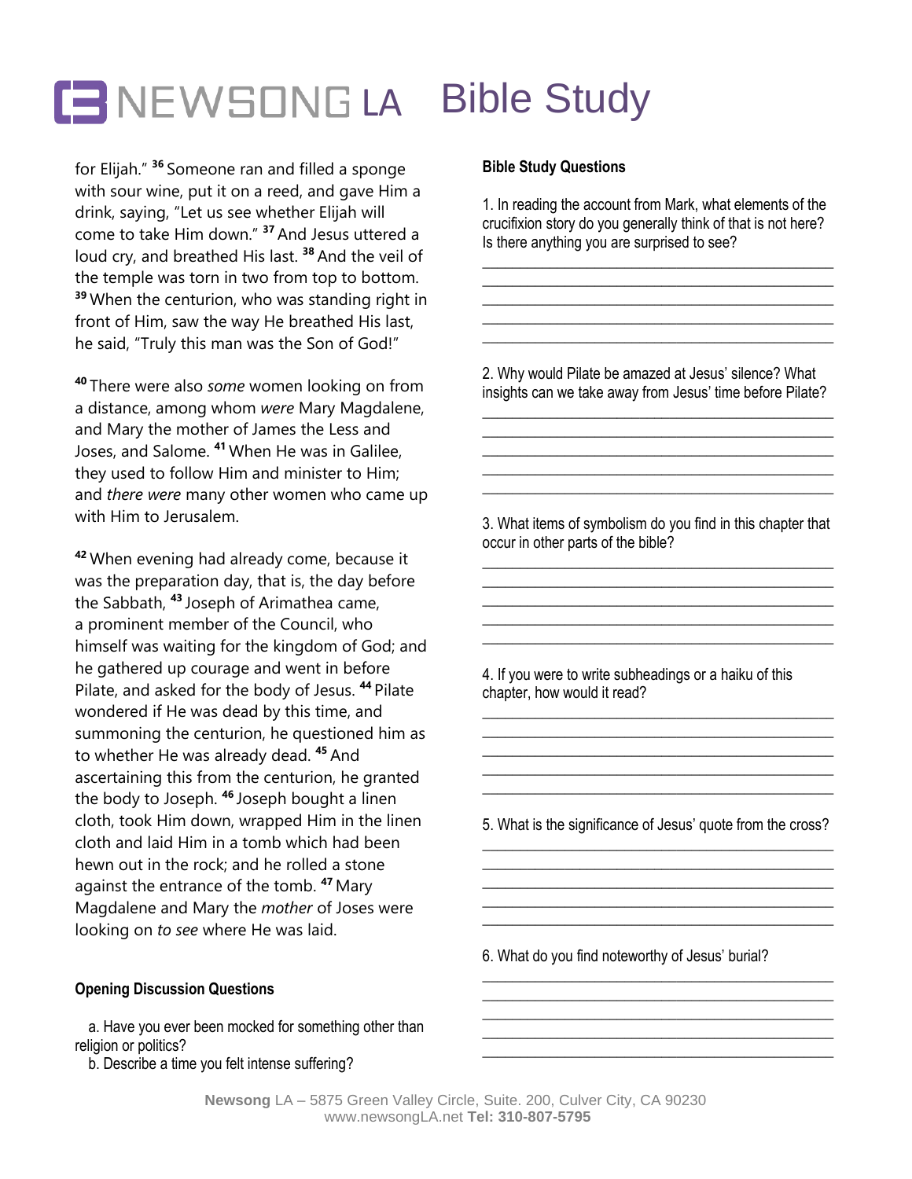for Elijah." [36] Someone ran and filled a sponge with sour wine, put it on a reed, and gave Him a drink, saying, "Let us see whether Elijah will come to take Him down." [37] And Jesus uttered a loud cry, and breathed His last. [38] And the veil of the temple was torn in two from top to bottom. [39] When the centurion, who was standing right in front of Him, saw the way He breathed His last, he said, "Truly this man was the Son of God!"

[40] There were also *some* women looking on from a distance, among whom *were* Mary Magdalene, and Mary the mother of James the Less and Joses, and Salome. [41] When He was in Galilee, they used to follow Him and minister to Him; and *there were* many other women who came up with Him to Jerusalem.

[42] When evening had already come, because it was the preparation day, that is, the day before the Sabbath, [43] Joseph of Arimathea came, a prominent member of the Council, who himself was waiting for the kingdom of God; and he gathered up courage and went in before Pilate, and asked for the body of Jesus. [44] Pilate wondered if He was dead by this time, and summoning the centurion, he questioned him as to whether He was already dead. [45] And ascertaining this from the centurion, he granted the body to Joseph. [46] Joseph bought a linen cloth, took Him down, wrapped Him in the linen cloth and laid Him in a tomb which had been hewn out in the rock; and he rolled a stone against the entrance of the tomb. [47] Mary Magdalene and Mary the *mother* of Joses were looking on *to see* where He was laid.

**Opening Discussion Questions**

a. Have you ever been mocked for something other than religion or politics?
b. Describe a time you felt intense suffering?

**Bible Study Questions**

1. In reading the account from Mark, what elements of the crucifixion story do you generally think of that is not here? Is there anything you are surprised to see?

______________________________________________
______________________________________________
______________________________________________
______________________________________________
______________________________________________

2. Why would Pilate be amazed at Jesus' silence? What insights can we take away from Jesus' time before Pilate?

______________________________________________
______________________________________________
______________________________________________
______________________________________________
______________________________________________

3. What items of symbolism do you find in this chapter that occur in other parts of the bible?

______________________________________________
______________________________________________
______________________________________________
______________________________________________
______________________________________________

4. If you were to write subheadings or a haiku of this chapter, how would it read?

______________________________________________
______________________________________________
______________________________________________
______________________________________________
______________________________________________

5. What is the significance of Jesus' quote from the cross?

______________________________________________
______________________________________________
______________________________________________
______________________________________________
______________________________________________

6. What do you find noteworthy of Jesus' burial?

______________________________________________
______________________________________________
______________________________________________
______________________________________________
______________________________________________